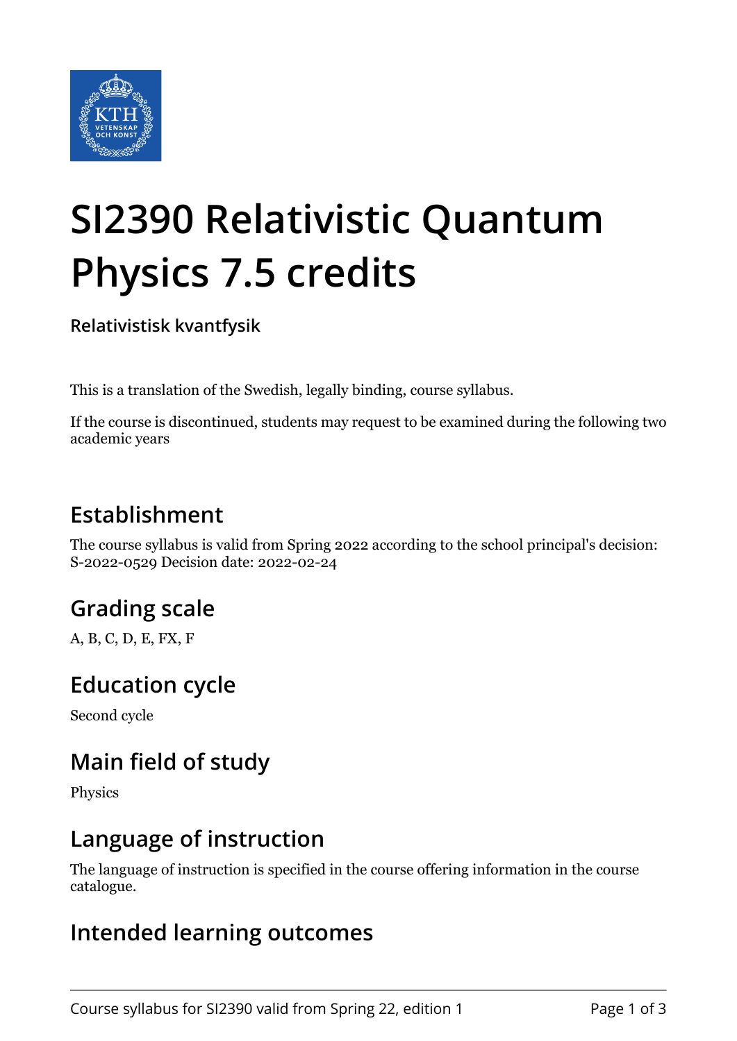# SI2390 Relativistic Quantum Physics 7.5 credits

**Relativistisk kvantfysik**

This is a translation of the Swedish, legally binding, course syllabus.

If the course is discontinued, students may request to be examined during the following two academic years

## Establishment

The course syllabus is valid from Spring 2022 according to the school principal's decision: S-2022-0529 Decision date: 2022-02-24

## Grading scale

A, B, C, D, E, FX, F

## Education cycle

Second cycle

## Main field of study

Physics

## Language of instruction

The language of instruction is specified in the course offering information in the course catalogue.

## Intended learning outcomes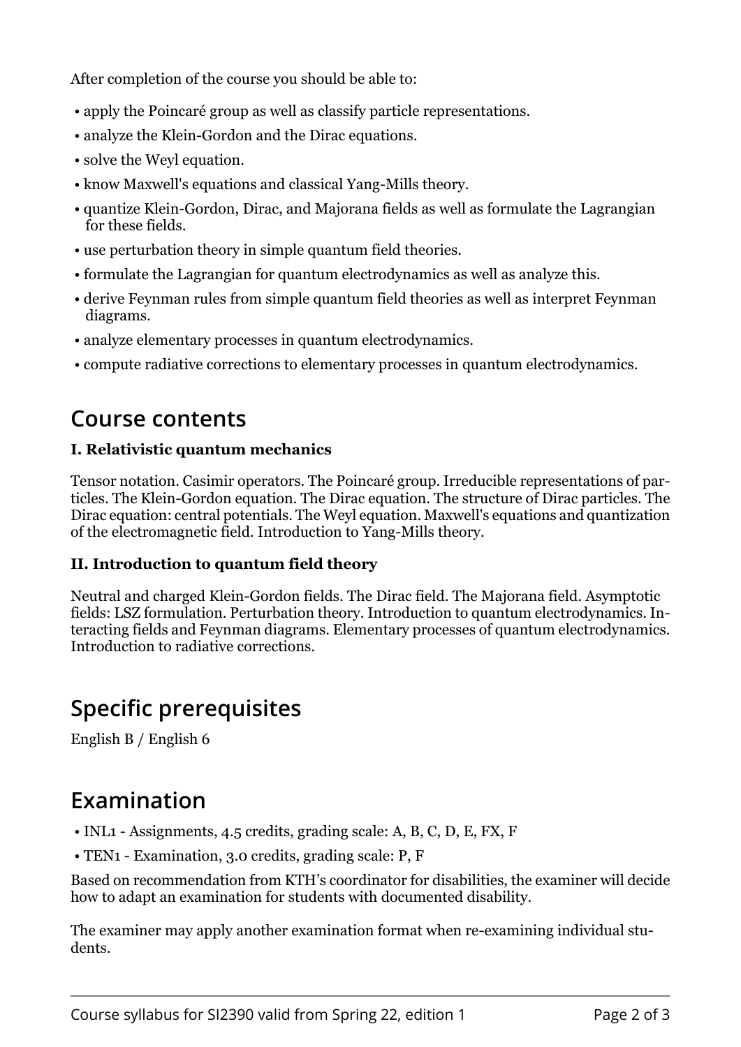After completion of the course you should be able to:

- apply the Poincaré group as well as classify particle representations.
- analyze the Klein-Gordon and the Dirac equations.
- solve the Weyl equation.
- know Maxwell's equations and classical Yang-Mills theory.
- quantize Klein-Gordon, Dirac, and Majorana fields as well as formulate the Lagrangian for these fields.
- use perturbation theory in simple quantum field theories.
- formulate the Lagrangian for quantum electrodynamics as well as analyze this.
- derive Feynman rules from simple quantum field theories as well as interpret Feynman diagrams.
- analyze elementary processes in quantum electrodynamics.
- compute radiative corrections to elementary processes in quantum electrodynamics.

## Course contents

**I. Relativistic quantum mechanics**

Tensor notation. Casimir operators. The Poincaré group. Irreducible representations of particles. The Klein-Gordon equation. The Dirac equation. The structure of Dirac particles. The Dirac equation: central potentials. The Weyl equation. Maxwell's equations and quantization of the electromagnetic field. Introduction to Yang-Mills theory.

**II. Introduction to quantum field theory**

Neutral and charged Klein-Gordon fields. The Dirac field. The Majorana field. Asymptotic fields: LSZ formulation. Perturbation theory. Introduction to quantum electrodynamics. Interacting fields and Feynman diagrams. Elementary processes of quantum electrodynamics. Introduction to radiative corrections.

## Specific prerequisites

English B / English 6

## Examination

- INL1 - Assignments, 4.5 credits, grading scale: A, B, C, D, E, FX, F
- TEN1 - Examination, 3.0 credits, grading scale: P, F

Based on recommendation from KTH's coordinator for disabilities, the examiner will decide how to adapt an examination for students with documented disability.

The examiner may apply another examination format when re-examining individual students.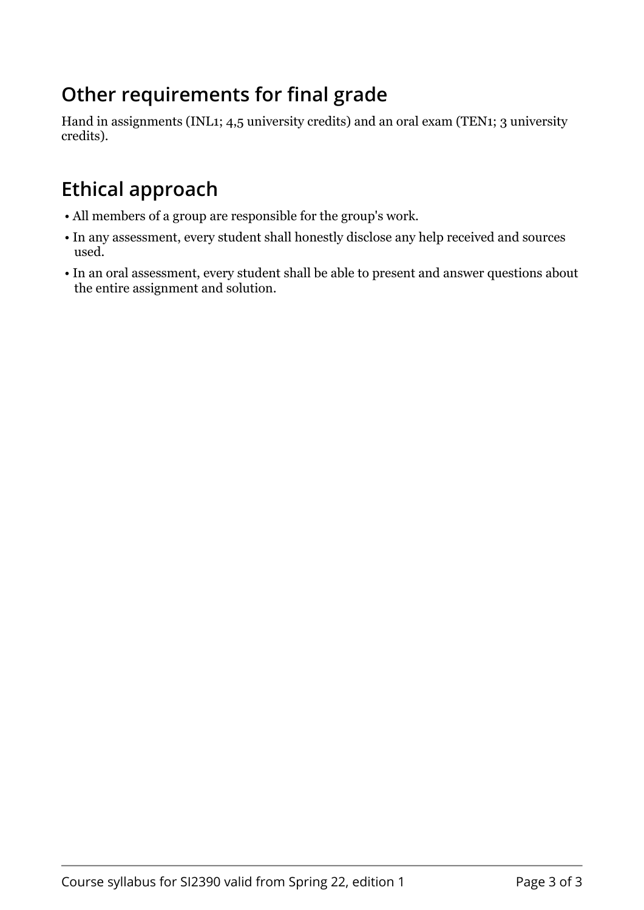## Other requirements for final grade

Hand in assignments (INL1; 4,5 university credits) and an oral exam (TEN1; 3 university credits).

## Ethical approach

- All members of a group are responsible for the group's work.
- In any assessment, every student shall honestly disclose any help received and sources used.
- In an oral assessment, every student shall be able to present and answer questions about the entire assignment and solution.